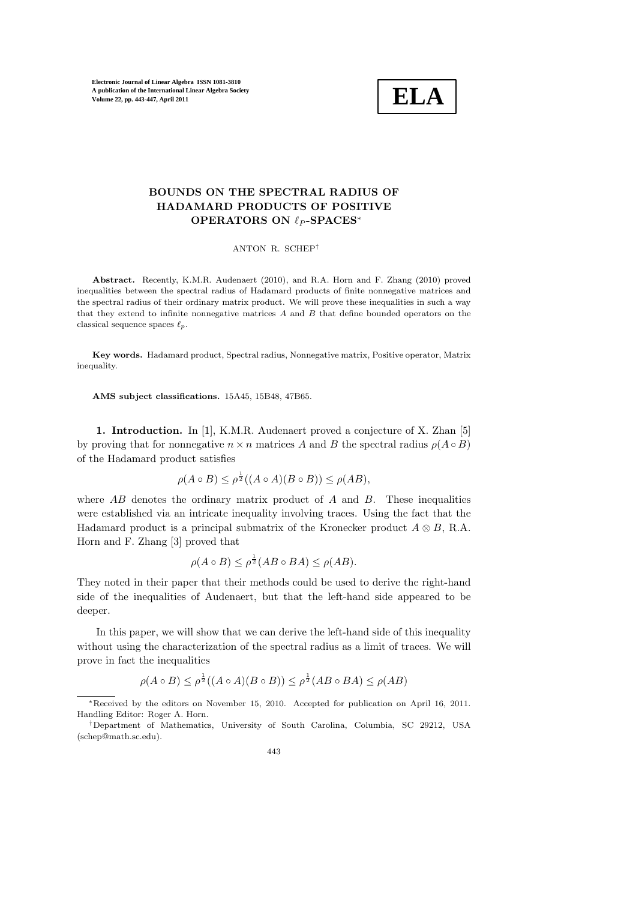# BOUNDS ON THE SPECTRAL RADIUS OF HADAMARD PRODUCTS OF POSITIVE OPERATORS ON $\ell_P$-SPACES*

ANTON R. SCHEP†

**Abstract.** Recently, K.M.R. Audenaert (2010), and R.A. Horn and F. Zhang (2010) proved inequalities between the spectral radius of Hadamard products of finite nonnegative matrices and the spectral radius of their ordinary matrix product. We will prove these inequalities in such a way that they extend to infinite nonnegative matrices $A$ and $B$ that define bounded operators on the classical sequence spaces $\ell_p$.

**Key words.** Hadamard product, Spectral radius, Nonnegative matrix, Positive operator, Matrix inequality.

**AMS subject classifications.** 15A45, 15B48, 47B65.

**1. Introduction.** In [1], K.M.R. Audenaert proved a conjecture of X. Zhan [5] by proving that for nonnegative $n \times n$ matrices $A$ and $B$ the spectral radius $\rho(A \circ B)$ of the Hadamard product satisfies

$$\rho(A \circ B) \leq \rho^{\frac{1}{2}}((A \circ A)(B \circ B)) \leq \rho(AB),$$

where $AB$ denotes the ordinary matrix product of $A$ and $B$. These inequalities were established via an intricate inequality involving traces. Using the fact that the Hadamard product is a principal submatrix of the Kronecker product $A \otimes B$, R.A. Horn and F. Zhang [3] proved that

$$\rho(A \circ B) \leq \rho^{\frac{1}{2}}(AB \circ BA) \leq \rho(AB).$$

They noted in their paper that their methods could be used to derive the right-hand side of the inequalities of Audenaert, but that the left-hand side appeared to be deeper.

In this paper, we will show that we can derive the left-hand side of this inequality without using the characterization of the spectral radius as a limit of traces. We will prove in fact the inequalities

$$\rho(A \circ B) \leq \rho^{\frac{1}{2}}((A \circ A)(B \circ B)) \leq \rho^{\frac{1}{2}}(AB \circ BA) \leq \rho(AB)$$

---

*Received by the editors on November 15, 2010. Accepted for publication on April 16, 2011. Handling Editor: Roger A. Horn.

†Department of Mathematics, University of South Carolina, Columbia, SC 29212, USA (schep@math.sc.edu).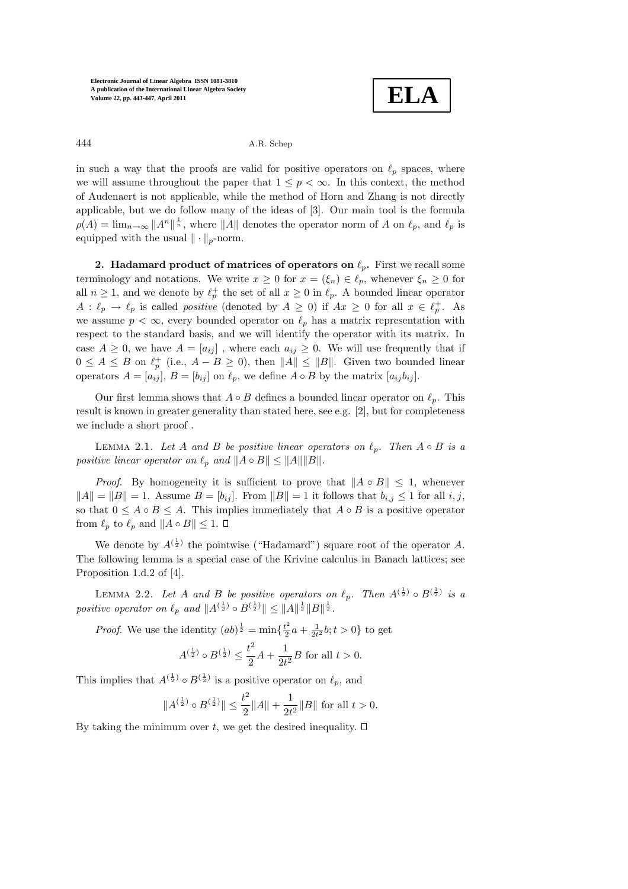in such a way that the proofs are valid for positive operators on $\ell_p$ spaces, where we will assume throughout the paper that $1 \leq p < \infty$. In this context, the method of Audenaert is not applicable, while the method of Horn and Zhang is not directly applicable, but we do follow many of the ideas of [3]. Our main tool is the formula $\rho(A) = \lim_{n\to\infty} \|A^n\|^{\frac{1}{n}}$, where $\|A\|$ denotes the operator norm of $A$ on $\ell_p$, and $\ell_p$ is equipped with the usual $\|\cdot\|_p$-norm.

## 2. Hadamard product of matrices of operators on $\ell_p$.

First we recall some terminology and notations. We write $x \geq 0$ for $x = (\xi_n) \in \ell_p$, whenever $\xi_n \geq 0$ for all $n \geq 1$, and we denote by $\ell_p^+$ the set of all $x \geq 0$ in $\ell_p$. A bounded linear operator $A : \ell_p \to \ell_p$ is called *positive* (denoted by $A \geq 0$) if $Ax \geq 0$ for all $x \in \ell_p^+$. As we assume $p < \infty$, every bounded operator on $\ell_p$ has a matrix representation with respect to the standard basis, and we will identify the operator with its matrix. In case $A \geq 0$, we have $A = [a_{ij}]$ , where each $a_{ij} \geq 0$. We will use frequently that if $0 \leq A \leq B$ on $\ell_p^+$ (i.e., $A - B \geq 0$), then $\|A\| \leq \|B\|$. Given two bounded linear operators $A = [a_{ij}]$, $B = [b_{ij}]$ on $\ell_p$, we define $A \circ B$ by the matrix $[a_{ij}b_{ij}]$.

Our first lemma shows that $A \circ B$ defines a bounded linear operator on $\ell_p$. This result is known in greater generality than stated here, see e.g. [2], but for completeness we include a short proof .

Lemma 2.1. *Let $A$ and $B$ be positive linear operators on $\ell_p$. Then $A \circ B$ is a positive linear operator on $\ell_p$ and $\|A \circ B\| \leq \|A\|\|B\|$.*

*Proof*. By homogeneity it is sufficient to prove that $\|A \circ B\| \leq 1$, whenever $\|A\| = \|B\| = 1$. Assume $B = [b_{ij}]$. From $\|B\| = 1$ it follows that $b_{i,j} \leq 1$ for all $i, j$, so that $0 \leq A \circ B \leq A$. This implies immediately that $A \circ B$ is a positive operator from $\ell_p$ to $\ell_p$ and $\|A \circ B\| \leq 1$. □

We denote by $A^{(\frac{1}{2})}$ the pointwise ("Hadamard") square root of the operator $A$. The following lemma is a special case of the Krivine calculus in Banach lattices; see Proposition 1.d.2 of [4].

Lemma 2.2. *Let $A$ and $B$ be positive operators on $\ell_p$. Then $A^{(\frac{1}{2})} \circ B^{(\frac{1}{2})}$ is a positive operator on $\ell_p$ and $\|A^{(\frac{1}{2})} \circ B^{(\frac{1}{2})}\| \leq \|A\|^{\frac{1}{2}}\|B\|^{\frac{1}{2}}$.*

*Proof*. We use the identity $(ab)^{\frac{1}{2}} = \min\{\frac{t^2}{2}a + \frac{1}{2t^2}b; t > 0\}$ to get

$$A^{(\frac{1}{2})} \circ B^{(\frac{1}{2})} \leq \frac{t^2}{2}A + \frac{1}{2t^2}B \text{ for all } t > 0.$$

This implies that $A^{(\frac{1}{2})} \circ B^{(\frac{1}{2})}$ is a positive operator on $\ell_p$, and

$$\|A^{(\frac{1}{2})} \circ B^{(\frac{1}{2})}\| \leq \frac{t^2}{2}\|A\| + \frac{1}{2t^2}\|B\| \text{ for all } t > 0.$$

By taking the minimum over $t$, we get the desired inequality. □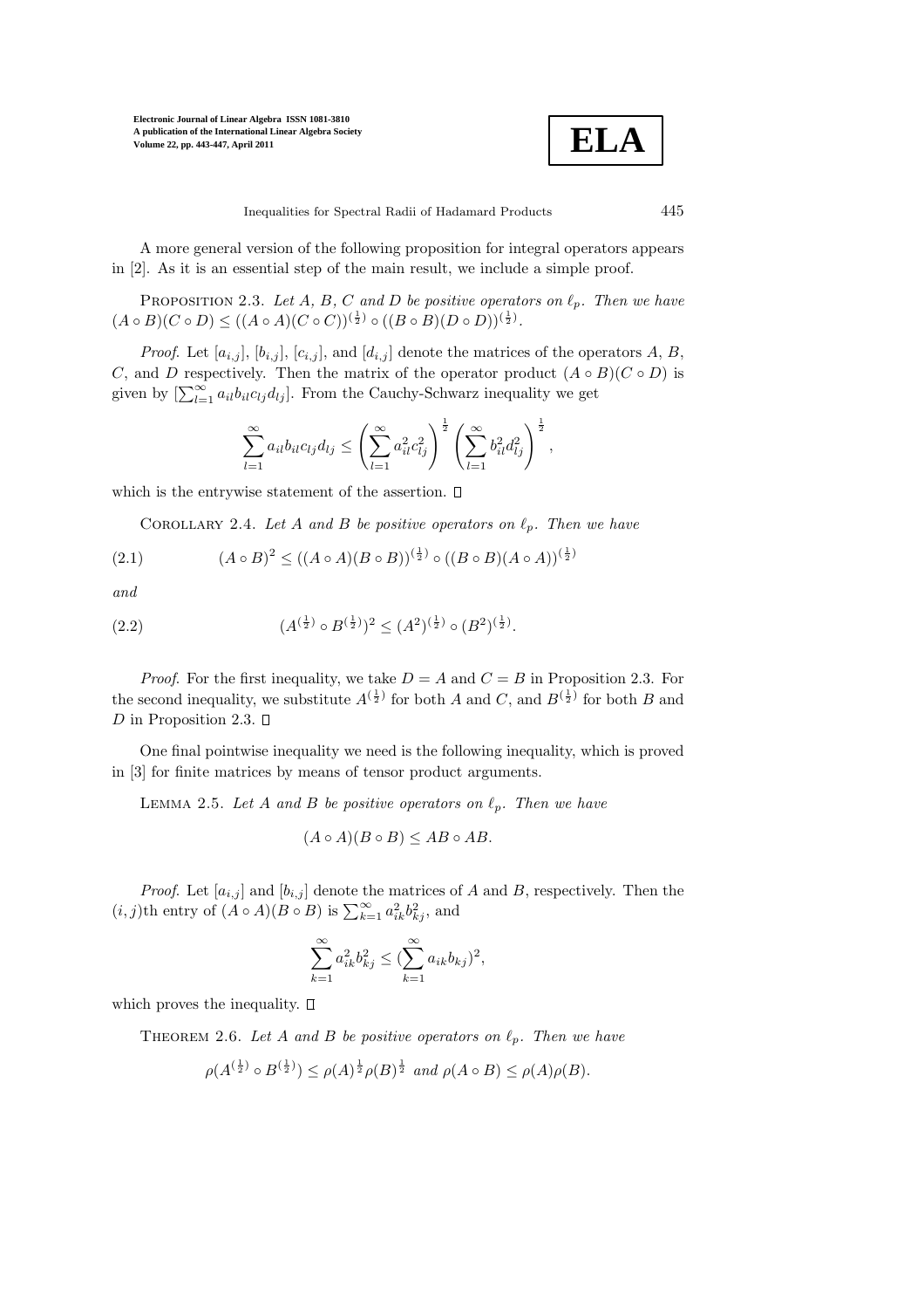A more general version of the following proposition for integral operators appears in [2]. As it is an essential step of the main result, we include a simple proof.

Proposition 2.3. *Let $A$, $B$, $C$ and $D$ be positive operators on $\ell_p$. Then we have* $(A \circ B)(C \circ D) \leq ((A \circ A)(C \circ C))^{(\frac{1}{2})} \circ ((B \circ B)(D \circ D))^{(\frac{1}{2})}$.

*Proof*. Let $[a_{i,j}]$, $[b_{i,j}]$, $[c_{i,j}]$, and $[d_{i,j}]$ denote the matrices of the operators $A$, $B$, $C$, and $D$ respectively. Then the matrix of the operator product $(A \circ B)(C \circ D)$ is given by $[\sum_{l=1}^{\infty} a_{il} b_{il} c_{lj} d_{lj}]$. From the Cauchy-Schwarz inequality we get

$$\sum_{l=1}^{\infty} a_{il} b_{il} c_{lj} d_{lj} \leq \left( \sum_{l=1}^{\infty} a_{il}^2 c_{lj}^2 \right)^{\frac{1}{2}} \left( \sum_{l=1}^{\infty} b_{il}^2 d_{lj}^2 \right)^{\frac{1}{2}},$$

which is the entrywise statement of the assertion. ◻

Corollary 2.4. *Let $A$ and $B$ be positive operators on $\ell_p$. Then we have*

$$(A \circ B)^2 \leq ((A \circ A)(B \circ B))^{(\frac{1}{2})} \circ ((B \circ B)(A \circ A))^{(\frac{1}{2})} \tag{2.1}$$

*and*

$$(A^{(\frac{1}{2})} \circ B^{(\frac{1}{2})})^2 \leq (A^2)^{(\frac{1}{2})} \circ (B^2)^{(\frac{1}{2})}. \tag{2.2}$$

*Proof*. For the first inequality, we take $D = A$ and $C = B$ in Proposition 2.3. For the second inequality, we substitute $A^{(\frac{1}{2})}$ for both $A$ and $C$, and $B^{(\frac{1}{2})}$ for both $B$ and $D$ in Proposition 2.3. ◻

One final pointwise inequality we need is the following inequality, which is proved in [3] for finite matrices by means of tensor product arguments.

Lemma 2.5. *Let $A$ and $B$ be positive operators on $\ell_p$. Then we have*

$$(A \circ A)(B \circ B) \leq AB \circ AB.$$

*Proof*. Let $[a_{i,j}]$ and $[b_{i,j}]$ denote the matrices of $A$ and $B$, respectively. Then the $(i,j)$th entry of $(A \circ A)(B \circ B)$ is $\sum_{k=1}^{\infty} a_{ik}^2 b_{kj}^2$, and

$$\sum_{k=1}^{\infty} a_{ik}^2 b_{kj}^2 \leq (\sum_{k=1}^{\infty} a_{ik} b_{kj})^2,$$

which proves the inequality. ◻

Theorem 2.6. *Let $A$ and $B$ be positive operators on $\ell_p$. Then we have*

$$\rho(A^{(\frac{1}{2})} \circ B^{(\frac{1}{2})}) \leq \rho(A)^{\frac{1}{2}} \rho(B)^{\frac{1}{2}} \text{ and } \rho(A \circ B) \leq \rho(A)\rho(B).$$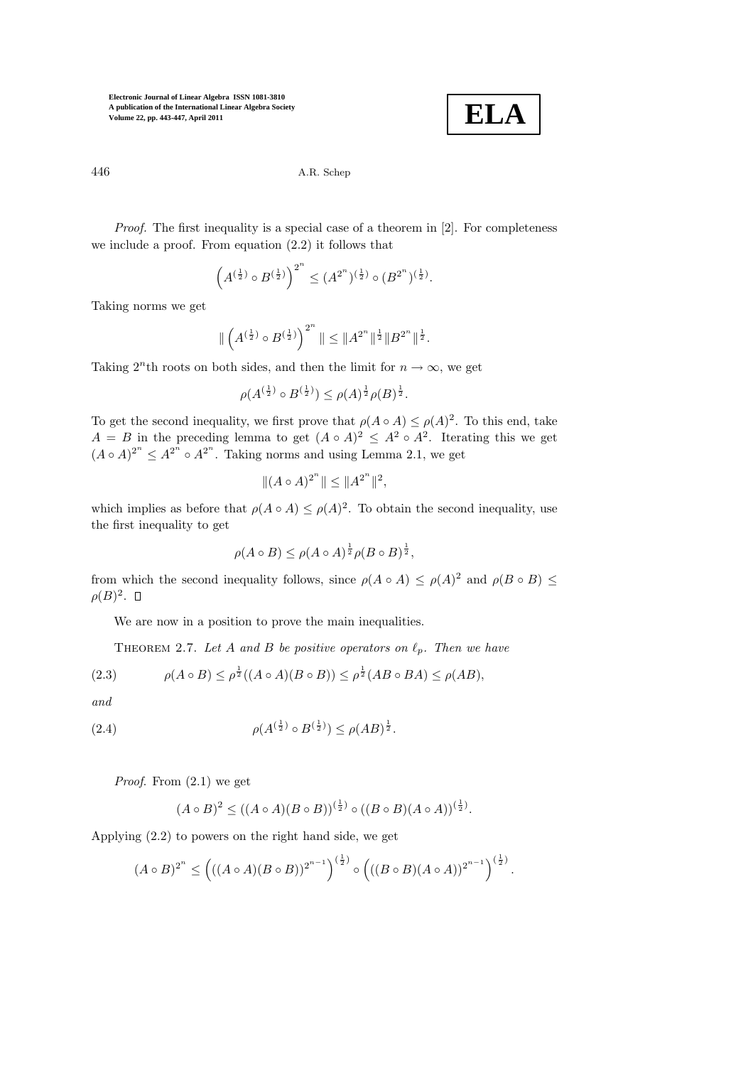*Proof*. The first inequality is a special case of a theorem in [2]. For completeness we include a proof. From equation (2.2) it follows that

$$\left(A^{(\frac{1}{2})} \circ B^{(\frac{1}{2})}\right)^{2^n} \leq (A^{2^n})^{(\frac{1}{2})} \circ (B^{2^n})^{(\frac{1}{2})}.$$

Taking norms we get

$$\| \left(A^{(\frac{1}{2})} \circ B^{(\frac{1}{2})}\right)^{2^n} \| \leq \|A^{2^n}\|^{\frac{1}{2}} \|B^{2^n}\|^{\frac{1}{2}}.$$

Taking $2^n$th roots on both sides, and then the limit for $n \to \infty$, we get

$$\rho(A^{(\frac{1}{2})} \circ B^{(\frac{1}{2})}) \leq \rho(A)^{\frac{1}{2}} \rho(B)^{\frac{1}{2}}.$$

To get the second inequality, we first prove that $\rho(A \circ A) \leq \rho(A)^2$. To this end, take $A = B$ in the preceding lemma to get $(A \circ A)^2 \leq A^2 \circ A^2$. Iterating this we get $(A \circ A)^{2^n} \leq A^{2^n} \circ A^{2^n}$. Taking norms and using Lemma 2.1, we get

$$\|(A \circ A)^{2^n}\| \leq \|A^{2^n}\|^2,$$

which implies as before that $\rho(A \circ A) \leq \rho(A)^2$. To obtain the second inequality, use the first inequality to get

$$\rho(A \circ B) \leq \rho(A \circ A)^{\frac{1}{2}} \rho(B \circ B)^{\frac{1}{2}},$$

from which the second inequality follows, since $\rho(A \circ A) \leq \rho(A)^2$ and $\rho(B \circ B) \leq \rho(B)^2$. □

We are now in a position to prove the main inequalities.

Theorem 2.7. *Let $A$ and $B$ be positive operators on $\ell_p$. Then we have*

$$\rho(A \circ B) \leq \rho^{\frac{1}{2}}((A \circ A)(B \circ B)) \leq \rho^{\frac{1}{2}}(AB \circ BA) \leq \rho(AB), \tag{2.3}$$

*and*

$$\rho(A^{(\frac{1}{2})} \circ B^{(\frac{1}{2})}) \leq \rho(AB)^{\frac{1}{2}}. \tag{2.4}$$

*Proof*. From (2.1) we get

$$(A \circ B)^2 \leq ((A \circ A)(B \circ B))^{(\frac{1}{2})} \circ ((B \circ B)(A \circ A))^{(\frac{1}{2})}.$$

Applying (2.2) to powers on the right hand side, we get

$$(A \circ B)^{2^n} \leq \left(((A \circ A)(B \circ B))^{2^{n-1}}\right)^{(\frac{1}{2})} \circ \left(((B \circ B)(A \circ A))^{2^{n-1}}\right)^{(\frac{1}{2})}.$$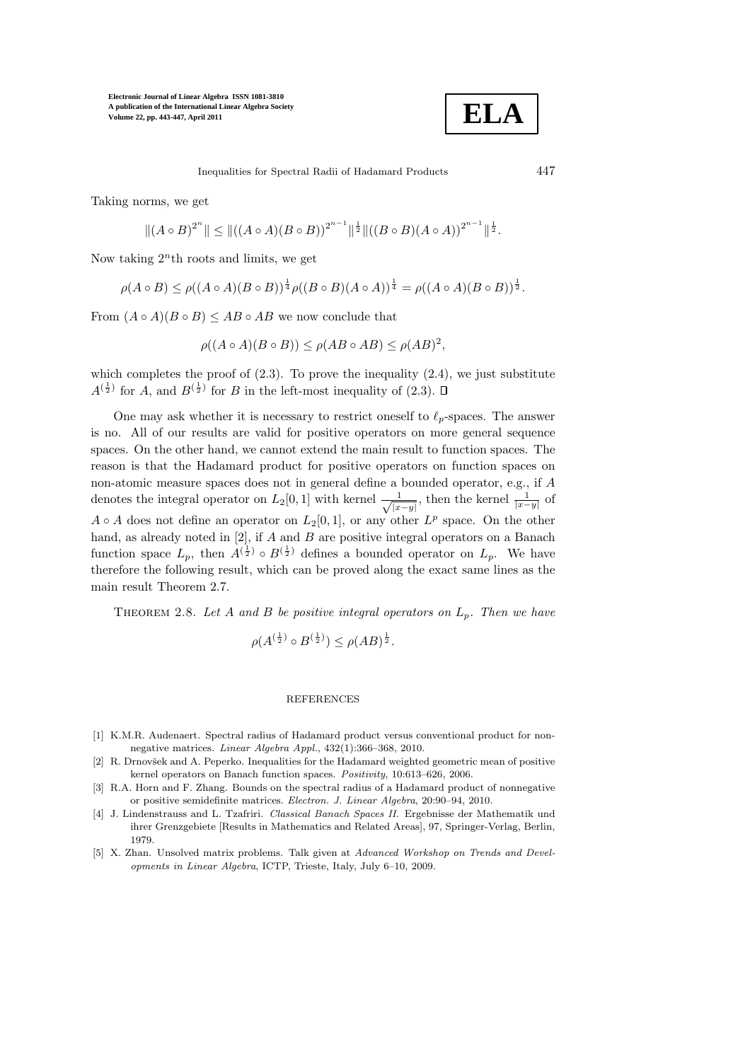Taking norms, we get

$$\|(A \circ B)^{2^n}\| \leq \|((A \circ A)(B \circ B))^{2^{n-1}}\|^{\frac{1}{2}} \|((B \circ B)(A \circ A))^{2^{n-1}}\|^{\frac{1}{2}}.$$

Now taking $2^n$th roots and limits, we get

$$\rho(A \circ B) \leq \rho((A \circ A)(B \circ B))^{\frac{1}{4}} \rho((B \circ B)(A \circ A))^{\frac{1}{4}} = \rho((A \circ A)(B \circ B))^{\frac{1}{2}}.$$

From $(A \circ A)(B \circ B) \leq AB \circ AB$ we now conclude that

$$\rho((A \circ A)(B \circ B)) \leq \rho(AB \circ AB) \leq \rho(AB)^2,$$

which completes the proof of (2.3). To prove the inequality (2.4), we just substitute $A^{(\frac{1}{2})}$ for $A$, and $B^{(\frac{1}{2})}$ for $B$ in the left-most inequality of (2.3). □

One may ask whether it is necessary to restrict oneself to $\ell_p$-spaces. The answer is no. All of our results are valid for positive operators on more general sequence spaces. On the other hand, we cannot extend the main result to function spaces. The reason is that the Hadamard product for positive operators on function spaces on non-atomic measure spaces does not in general define a bounded operator, e.g., if $A$ denotes the integral operator on $L_2[0,1]$ with kernel $\frac{1}{\sqrt{|x-y|}}$, then the kernel $\frac{1}{|x-y|}$ of $A \circ A$ does not define an operator on $L_2[0,1]$, or any other $L^p$ space. On the other hand, as already noted in [2], if $A$ and $B$ are positive integral operators on a Banach function space $L_p$, then $A^{(\frac{1}{2})} \circ B^{(\frac{1}{2})}$ defines a bounded operator on $L_p$. We have therefore the following result, which can be proved along the exact same lines as the main result Theorem 2.7.

Theorem 2.8. *Let $A$ and $B$ be positive integral operators on $L_p$. Then we have*

$$\rho(A^{(\frac{1}{2})} \circ B^{(\frac{1}{2})}) \leq \rho(AB)^{\frac{1}{2}}.$$

## REFERENCES

[1] K.M.R. Audenaert. Spectral radius of Hadamard product versus conventional product for non-negative matrices. *Linear Algebra Appl.*, 432(1):366–368, 2010.

[2] R. Drnovšek and A. Peperko. Inequalities for the Hadamard weighted geometric mean of positive kernel operators on Banach function spaces. *Positivity*, 10:613–626, 2006.

[3] R.A. Horn and F. Zhang. Bounds on the spectral radius of a Hadamard product of nonnegative or positive semidefinite matrices. *Electron. J. Linear Algebra*, 20:90–94, 2010.

[4] J. Lindenstrauss and L. Tzafriri. *Classical Banach Spaces II.* Ergebnisse der Mathematik und ihrer Grenzgebiete [Results in Mathematics and Related Areas], 97, Springer-Verlag, Berlin, 1979.

[5] X. Zhan. Unsolved matrix problems. Talk given at *Advanced Workshop on Trends and Developments in Linear Algebra*, ICTP, Trieste, Italy, July 6–10, 2009.